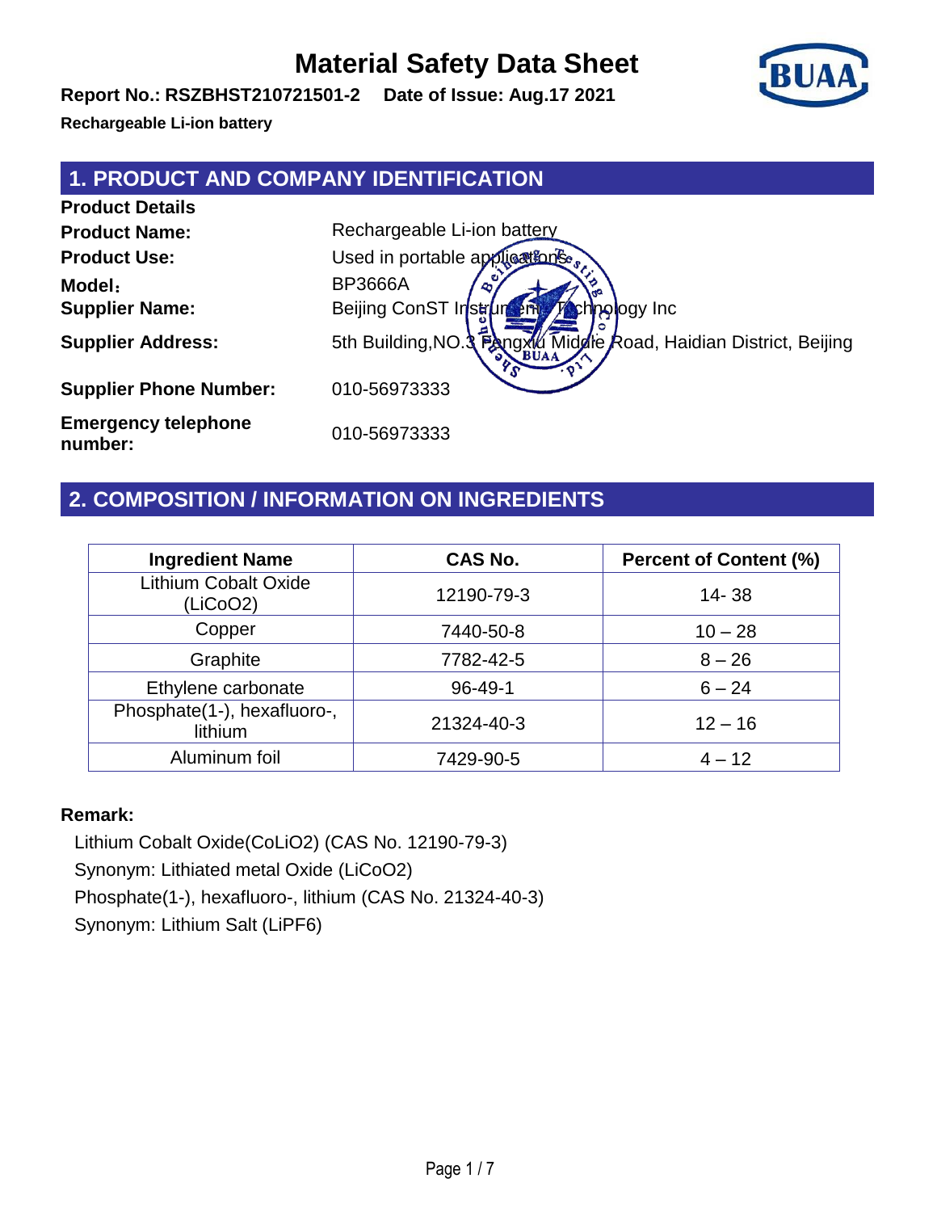# Material Safety Data Sheet

**Report No.: RSZBHST210721501-2 Date of Issue: Aug.17 2021**

**Rechargeable Li-ion battery**

## 1. PRODUCT AND COMPANY IDENTIFICATION

**Product Details**

| | |
|---|---|
| **Product Name:** | Rechargeable Li-ion battery |
| **Product Use:** | Used in portable applications |
| **Model：** | BP3666A |
| **Supplier Name:** | Beijing ConST Instrument Technology Inc |
| **Supplier Address:** | 5th Building,NO.3 Fengxiu Middle Road, Haidian District, Beijing |
| **Supplier Phone Number:** | 010-56973333 |
| **Emergency telephone number:** | 010-56973333 |

## 2. COMPOSITION / INFORMATION ON INGREDIENTS

| Ingredient Name | CAS No. | Percent of Content (%) |
|---|---|---|
| Lithium Cobalt Oxide ($LiCoO_2$) | 12190-79-3 | 14- 38 |
| Copper | 7440-50-8 | 10 – 28 |
| Graphite | 7782-42-5 | 8 – 26 |
| Ethylene carbonate | 96-49-1 | 6 – 24 |
| Phosphate(1-), hexafluoro-, lithium | 21324-40-3 | 12 – 16 |
| Aluminum foil | 7429-90-5 | 4 – 12 |

**Remark:**

Lithium Cobalt Oxide($CoLiO_2$) (CAS No. 12190-79-3)

Synonym: Lithiated metal Oxide ($LiCoO_2$)

Phosphate(1-), hexafluoro-, lithium (CAS No. 21324-40-3)

Synonym: Lithium Salt ($LiPF_6$)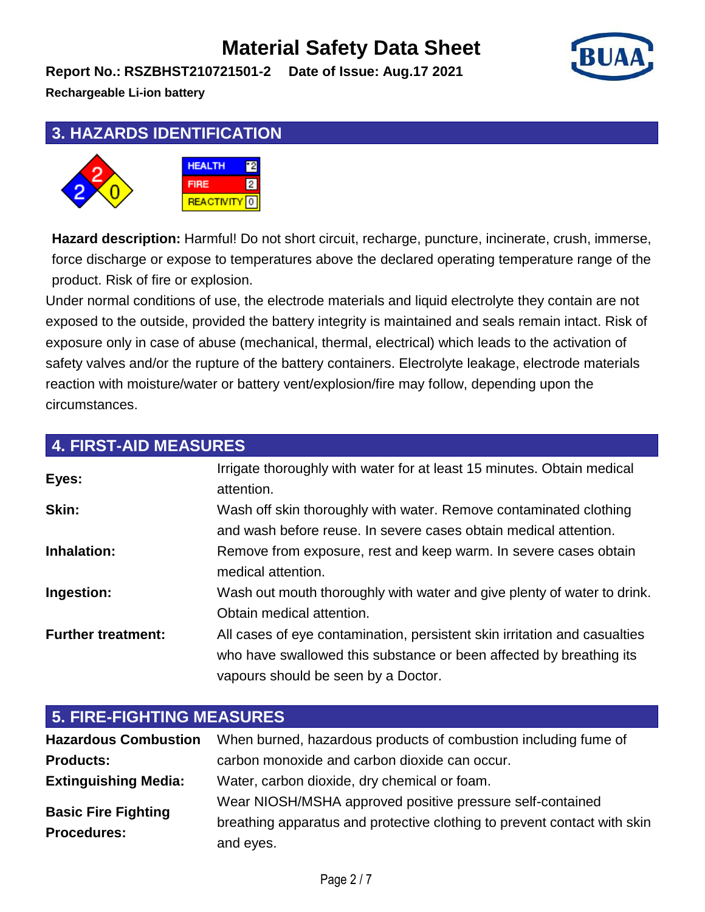# Material Safety Data Sheet

**Report No.: RSZBHST210721501-2 Date of Issue: Aug.17 2021**

**Rechargeable Li-ion battery**

## 3. HAZARDS IDENTIFICATION

| HEALTH | *2 |
|---|---|
| FIRE | 2 |
| REACTIVITY | 0 |

**Hazard description:** Harmful! Do not short circuit, recharge, puncture, incinerate, crush, immerse, force discharge or expose to temperatures above the declared operating temperature range of the product. Risk of fire or explosion.

Under normal conditions of use, the electrode materials and liquid electrolyte they contain are not exposed to the outside, provided the battery integrity is maintained and seals remain intact. Risk of exposure only in case of abuse (mechanical, thermal, electrical) which leads to the activation of safety valves and/or the rupture of the battery containers. Electrolyte leakage, electrode materials reaction with moisture/water or battery vent/explosion/fire may follow, depending upon the circumstances.

## 4. FIRST-AID MEASURES

| | |
|---|---|
| **Eyes:** | Irrigate thoroughly with water for at least 15 minutes. Obtain medical attention. |
| **Skin:** | Wash off skin thoroughly with water. Remove contaminated clothing and wash before reuse. In severe cases obtain medical attention. |
| **Inhalation:** | Remove from exposure, rest and keep warm. In severe cases obtain medical attention. |
| **Ingestion:** | Wash out mouth thoroughly with water and give plenty of water to drink. Obtain medical attention. |
| **Further treatment:** | All cases of eye contamination, persistent skin irritation and casualties who have swallowed this substance or been affected by breathing its vapours should be seen by a Doctor. |

## 5. FIRE-FIGHTING MEASURES

| | |
|---|---|
| **Hazardous Combustion Products:** | When burned, hazardous products of combustion including fume of carbon monoxide and carbon dioxide can occur. |
| **Extinguishing Media:** | Water, carbon dioxide, dry chemical or foam. |
| **Basic Fire Fighting Procedures:** | Wear NIOSH/MSHA approved positive pressure self-contained breathing apparatus and protective clothing to prevent contact with skin and eyes. |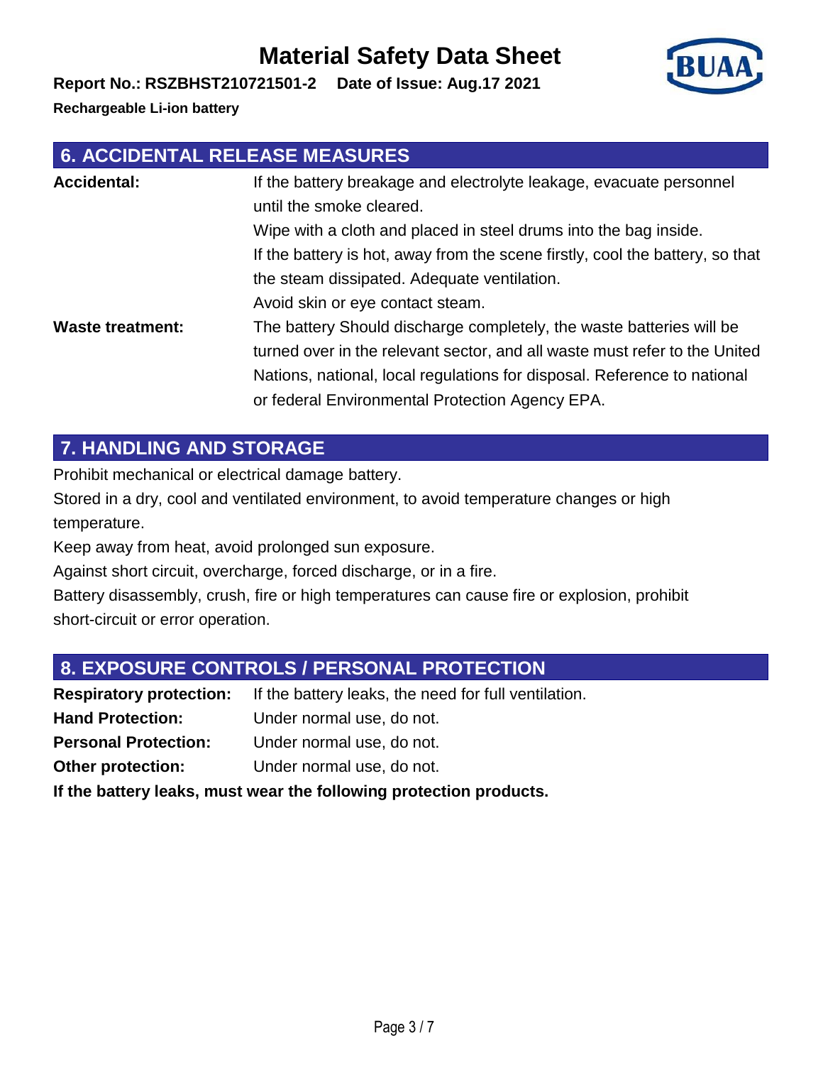## 6. ACCIDENTAL RELEASE MEASURES

**Accidental:** If the battery breakage and electrolyte leakage, evacuate personnel until the smoke cleared.
Wipe with a cloth and placed in steel drums into the bag inside.
If the battery is hot, away from the scene firstly, cool the battery, so that the steam dissipated. Adequate ventilation.
Avoid skin or eye contact steam.

**Waste treatment:** The battery Should discharge completely, the waste batteries will be turned over in the relevant sector, and all waste must refer to the United Nations, national, local regulations for disposal. Reference to national or federal Environmental Protection Agency EPA.

## 7. HANDLING AND STORAGE

Prohibit mechanical or electrical damage battery.
Stored in a dry, cool and ventilated environment, to avoid temperature changes or high temperature.
Keep away from heat, avoid prolonged sun exposure.
Against short circuit, overcharge, forced discharge, or in a fire.
Battery disassembly, crush, fire or high temperatures can cause fire or explosion, prohibit short-circuit or error operation.

## 8. EXPOSURE CONTROLS / PERSONAL PROTECTION

**Respiratory protection:** If the battery leaks, the need for full ventilation.
**Hand Protection:** Under normal use, do not.
**Personal Protection:** Under normal use, do not.
**Other protection:** Under normal use, do not.

**If the battery leaks, must wear the following protection products.**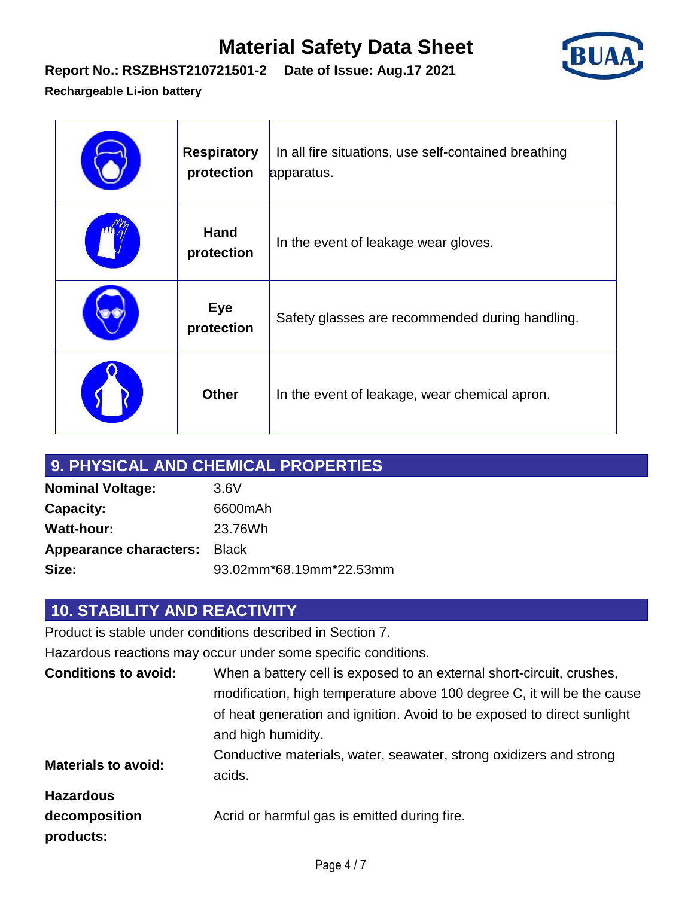| | | |
|---|---|---|
| | **Respiratory protection** | In all fire situations, use self-contained breathing apparatus. |
| | **Hand protection** | In the event of leakage wear gloves. |
| | **Eye protection** | Safety glasses are recommended during handling. |
| | **Other** | In the event of leakage, wear chemical apron. |

## 9. PHYSICAL AND CHEMICAL PROPERTIES

**Nominal Voltage:** 3.6V
**Capacity:** 6600mAh
**Watt-hour:** 23.76Wh
**Appearance characters:** Black
**Size:** 93.02mm*68.19mm*22.53mm

## 10. STABILITY AND REACTIVITY

Product is stable under conditions described in Section 7.

Hazardous reactions may occur under some specific conditions.

**Conditions to avoid:** When a battery cell is exposed to an external short-circuit, crushes, modification, high temperature above 100 degree C, it will be the cause of heat generation and ignition. Avoid to be exposed to direct sunlight and high humidity.

**Materials to avoid:** Conductive materials, water, seawater, strong oxidizers and strong acids.

**Hazardous decomposition products:** Acrid or harmful gas is emitted during fire.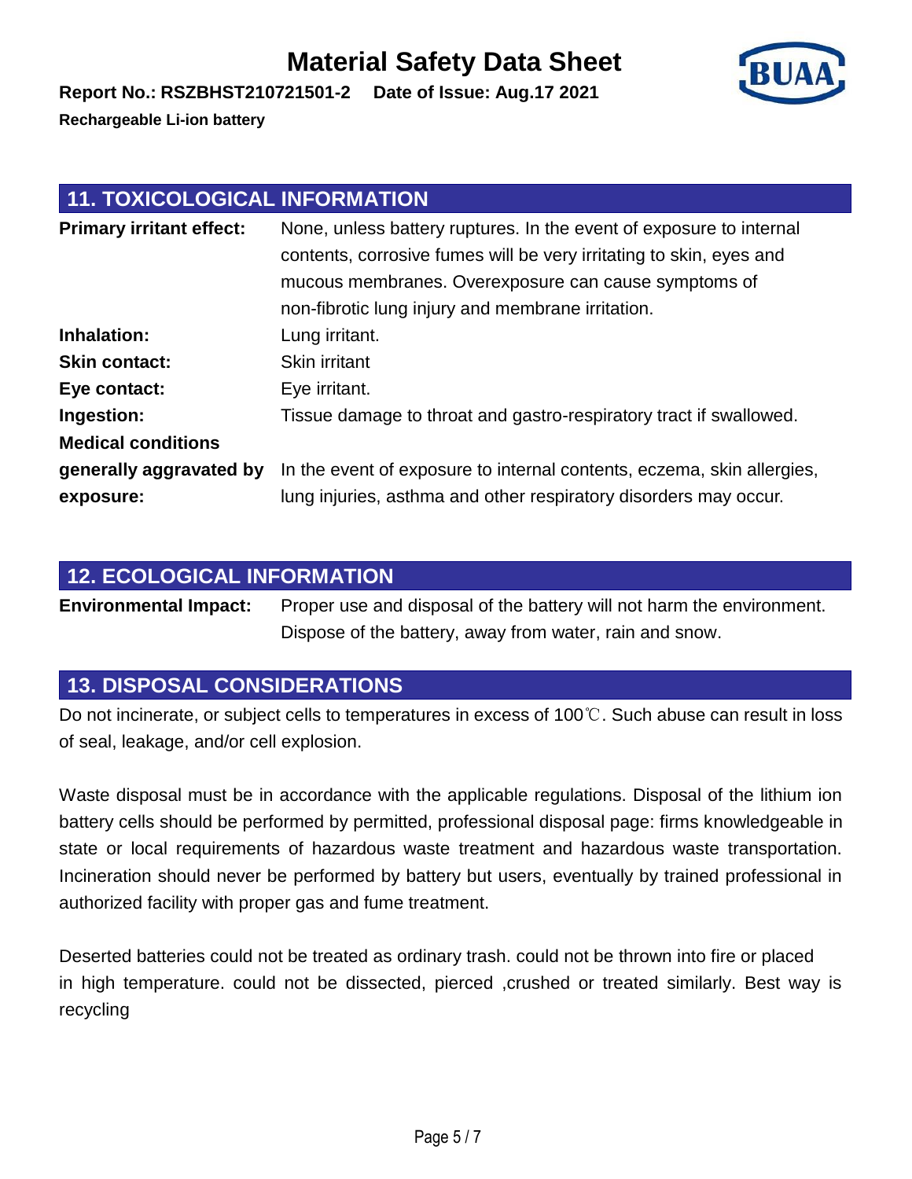## 11. TOXICOLOGICAL INFORMATION

| | |
|---|---|
| **Primary irritant effect:** | None, unless battery ruptures. In the event of exposure to internal contents, corrosive fumes will be very irritating to skin, eyes and mucous membranes. Overexposure can cause symptoms of non-fibrotic lung injury and membrane irritation. |
| **Inhalation:** | Lung irritant. |
| **Skin contact:** | Skin irritant |
| **Eye contact:** | Eye irritant. |
| **Ingestion:** | Tissue damage to throat and gastro-respiratory tract if swallowed. |
| **Medical conditions generally aggravated by exposure:** | In the event of exposure to internal contents, eczema, skin allergies, lung injuries, asthma and other respiratory disorders may occur. |

## 12. ECOLOGICAL INFORMATION

| | |
|---|---|
| **Environmental Impact:** | Proper use and disposal of the battery will not harm the environment. Dispose of the battery, away from water, rain and snow. |

## 13. DISPOSAL CONSIDERATIONS

Do not incinerate, or subject cells to temperatures in excess of 100℃. Such abuse can result in loss of seal, leakage, and/or cell explosion.

Waste disposal must be in accordance with the applicable regulations. Disposal of the lithium ion battery cells should be performed by permitted, professional disposal page: firms knowledgeable in state or local requirements of hazardous waste treatment and hazardous waste transportation. Incineration should never be performed by battery but users, eventually by trained professional in authorized facility with proper gas and fume treatment.

Deserted batteries could not be treated as ordinary trash. could not be thrown into fire or placed in high temperature. could not be dissected, pierced ,crushed or treated similarly. Best way is recycling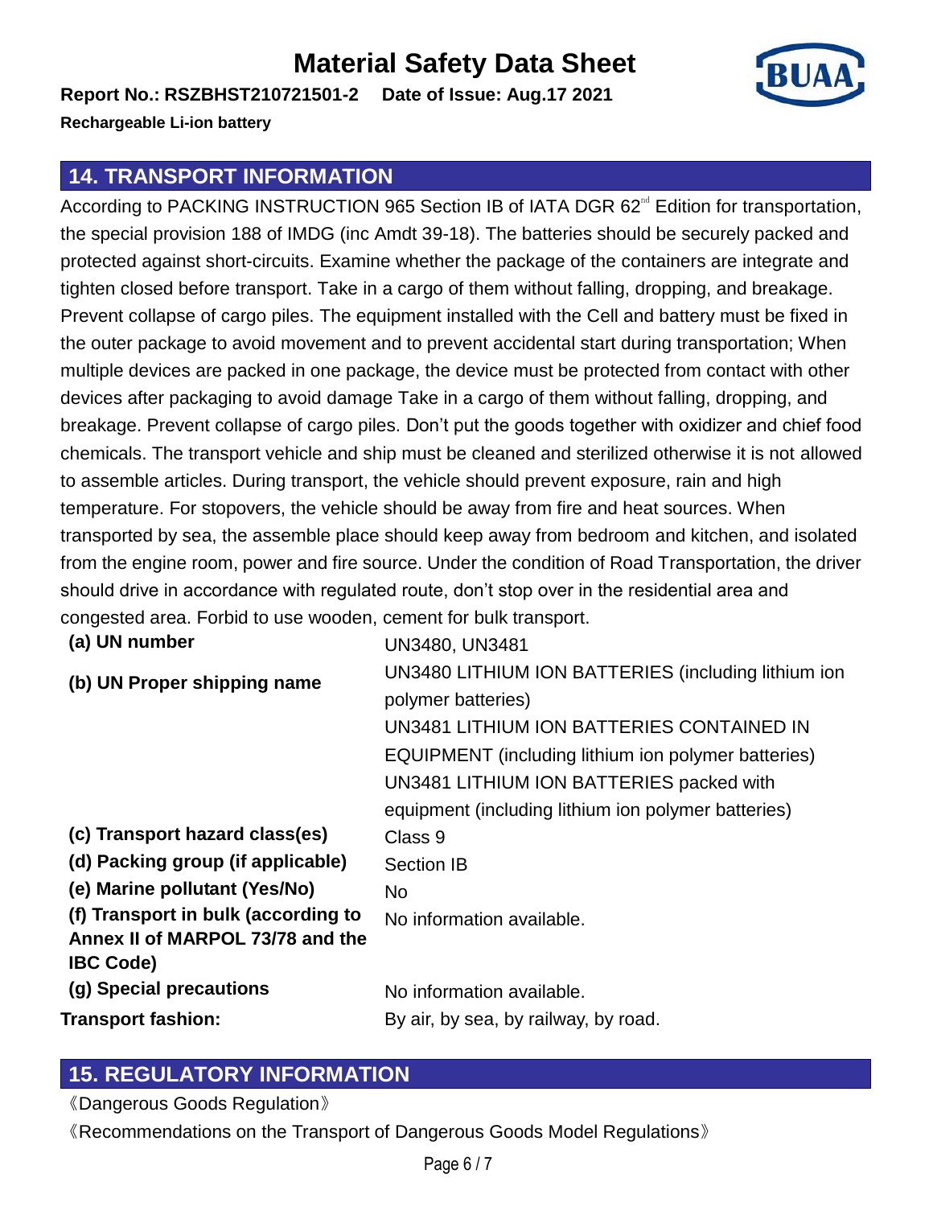## 14. TRANSPORT INFORMATION

According to PACKING INSTRUCTION 965 Section IB of IATA DGR 62nd Edition for transportation, the special provision 188 of IMDG (inc Amdt 39-18). The batteries should be securely packed and protected against short-circuits. Examine whether the package of the containers are integrate and tighten closed before transport. Take in a cargo of them without falling, dropping, and breakage. Prevent collapse of cargo piles. The equipment installed with the Cell and battery must be fixed in the outer package to avoid movement and to prevent accidental start during transportation; When multiple devices are packed in one package, the device must be protected from contact with other devices after packaging to avoid damage Take in a cargo of them without falling, dropping, and breakage. Prevent collapse of cargo piles. Don't put the goods together with oxidizer and chief food chemicals. The transport vehicle and ship must be cleaned and sterilized otherwise it is not allowed to assemble articles. During transport, the vehicle should prevent exposure, rain and high temperature. For stopovers, the vehicle should be away from fire and heat sources. When transported by sea, the assemble place should keep away from bedroom and kitchen, and isolated from the engine room, power and fire source. Under the condition of Road Transportation, the driver should drive in accordance with regulated route, don't stop over in the residential area and congested area. Forbid to use wooden, cement for bulk transport.

| | |
|---|---|
| **(a) UN number** | UN3480, UN3481 |
| **(b) UN Proper shipping name** | UN3480 LITHIUM ION BATTERIES (including lithium ion polymer batteries)<br>UN3481 LITHIUM ION BATTERIES CONTAINED IN EQUIPMENT (including lithium ion polymer batteries)<br>UN3481 LITHIUM ION BATTERIES packed with equipment (including lithium ion polymer batteries) |
| **(c) Transport hazard class(es)** | Class 9 |
| **(d) Packing group (if applicable)** | Section IB |
| **(e) Marine pollutant (Yes/No)** | No |
| **(f) Transport in bulk (according to Annex II of MARPOL 73/78 and the IBC Code)** | No information available. |
| **(g) Special precautions** | No information available. |
| **Transport fashion:** | By air, by sea, by railway, by road. |

## 15. REGULATORY INFORMATION

《Dangerous Goods Regulation》

《Recommendations on the Transport of Dangerous Goods Model Regulations》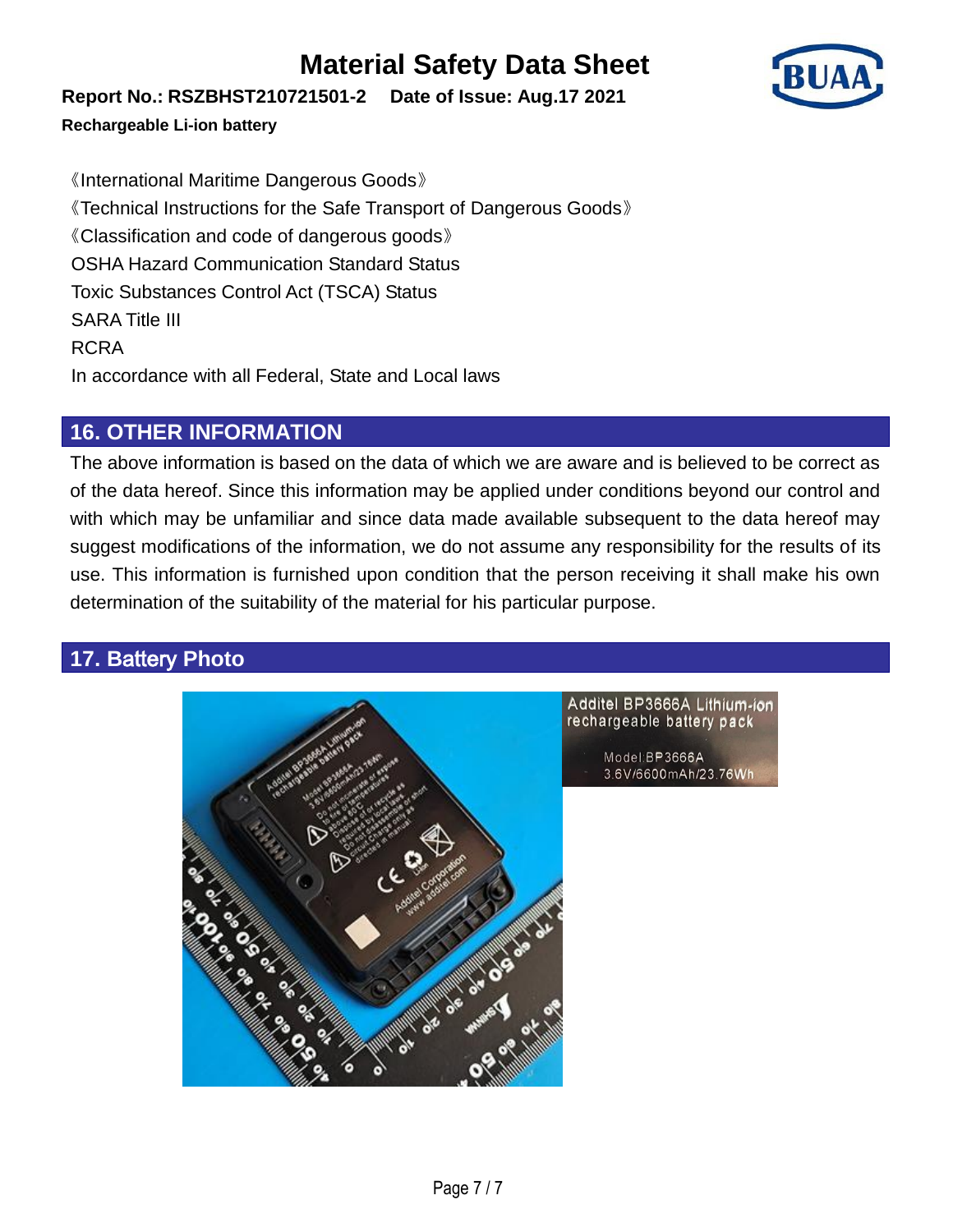《International Maritime Dangerous Goods》

《Technical Instructions for the Safe Transport of Dangerous Goods》

《Classification and code of dangerous goods》

OSHA Hazard Communication Standard Status

Toxic Substances Control Act (TSCA) Status

SARA Title III

RCRA

In accordance with all Federal, State and Local laws

## 16. OTHER INFORMATION

The above information is based on the data of which we are aware and is believed to be correct as of the data hereof. Since this information may be applied under conditions beyond our control and with which may be unfamiliar and since data made available subsequent to the data hereof may suggest modifications of the information, we do not assume any responsibility for the results of its use. This information is furnished upon condition that the person receiving it shall make his own determination of the suitability of the material for his particular purpose.

## 17. Battery Photo

Additel BP3666A Lithium-ion rechargeable battery pack

Model:BP3666A

3.6V/6600mAh/23.76Wh